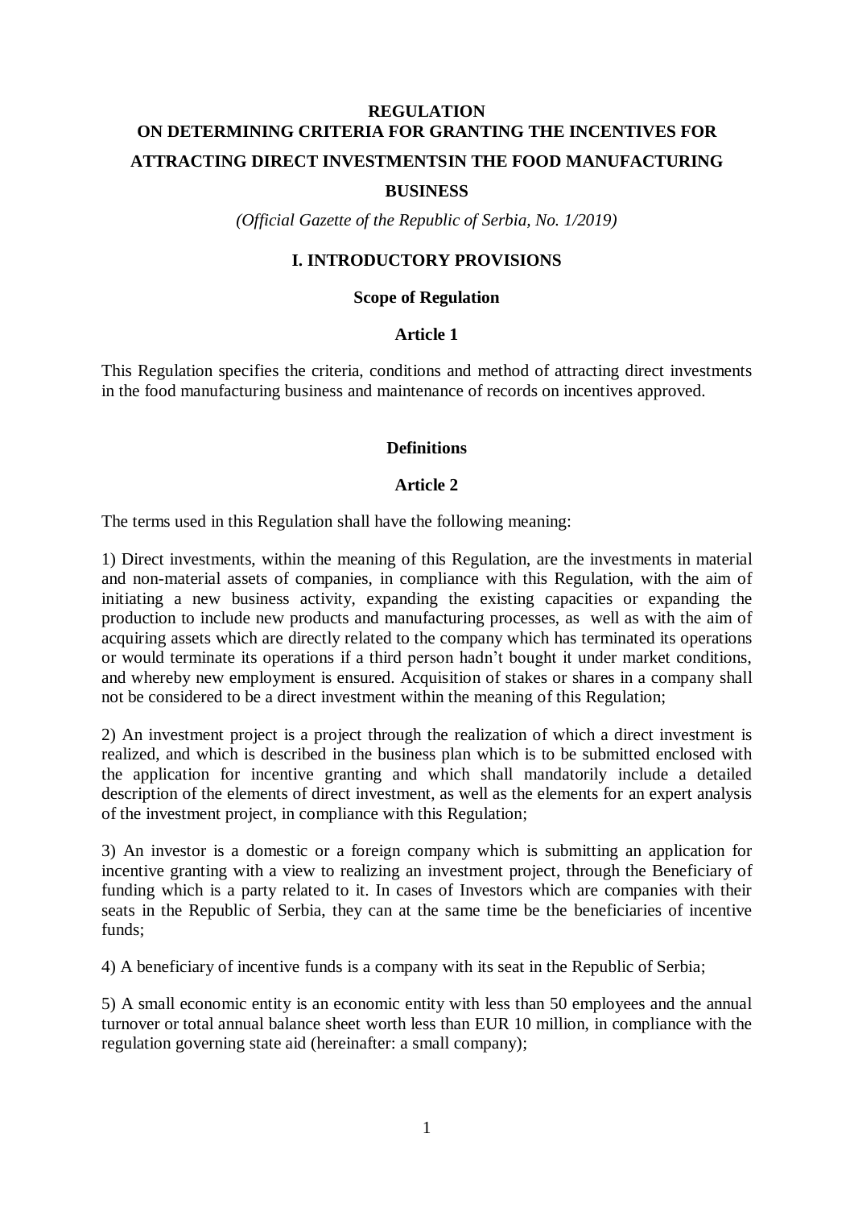# REGULATION ON DETERMINING CRITERIA FOR GRANTING THE INCENTIVES FOR ATTRACTING DIRECT INVESTMENTSIN THE FOOD MANUFACTURING BUSINESS

*(Official Gazette of the Republic of Serbia, No. 1/2019)*

## I. INTRODUCTORY PROVISIONS

### Scope of Regulation

#### Article 1

This Regulation specifies the criteria, conditions and method of attracting direct investments in the food manufacturing business and maintenance of records on incentives approved.

### Definitions

#### Article 2

The terms used in this Regulation shall have the following meaning:

1) Direct investments, within the meaning of this Regulation, are the investments in material and non-material assets of companies, in compliance with this Regulation, with the aim of initiating a new business activity, expanding the existing capacities or expanding the production to include new products and manufacturing processes, as well as with the aim of acquiring assets which are directly related to the company which has terminated its operations or would terminate its operations if a third person hadn't bought it under market conditions, and whereby new employment is ensured. Acquisition of stakes or shares in a company shall not be considered to be a direct investment within the meaning of this Regulation;

2) An investment project is a project through the realization of which a direct investment is realized, and which is described in the business plan which is to be submitted enclosed with the application for incentive granting and which shall mandatorily include a detailed description of the elements of direct investment, as well as the elements for an expert analysis of the investment project, in compliance with this Regulation;

3) An investor is a domestic or a foreign company which is submitting an application for incentive granting with a view to realizing an investment project, through the Beneficiary of funding which is a party related to it. In cases of Investors which are companies with their seats in the Republic of Serbia, they can at the same time be the beneficiaries of incentive funds;

4) A beneficiary of incentive funds is a company with its seat in the Republic of Serbia;

5) A small economic entity is an economic entity with less than 50 employees and the annual turnover or total annual balance sheet worth less than EUR 10 million, in compliance with the regulation governing state aid (hereinafter: a small company);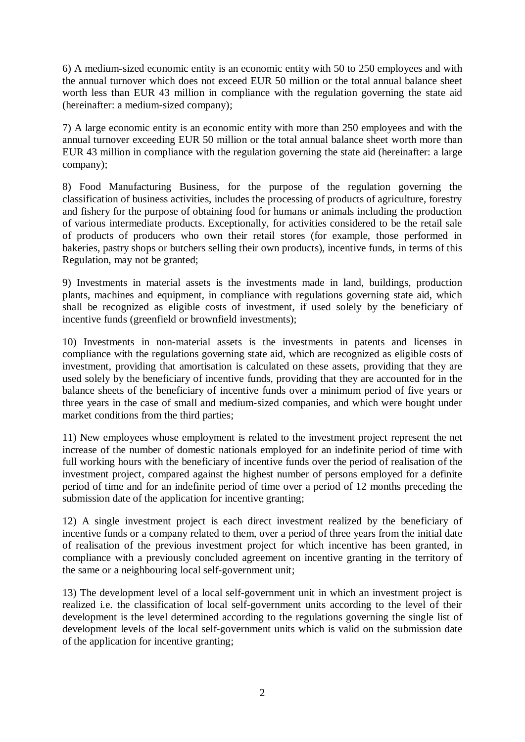6) A medium-sized economic entity is an economic entity with 50 to 250 employees and with the annual turnover which does not exceed EUR 50 million or the total annual balance sheet worth less than EUR 43 million in compliance with the regulation governing the state aid (hereinafter: a medium-sized company);

7) A large economic entity is an economic entity with more than 250 employees and with the annual turnover exceeding EUR 50 million or the total annual balance sheet worth more than EUR 43 million in compliance with the regulation governing the state aid (hereinafter: a large company);

8) Food Manufacturing Business, for the purpose of the regulation governing the classification of business activities, includes the processing of products of agriculture, forestry and fishery for the purpose of obtaining food for humans or animals including the production of various intermediate products. Exceptionally, for activities considered to be the retail sale of products of producers who own their retail stores (for example, those performed in bakeries, pastry shops or butchers selling their own products), incentive funds, in terms of this Regulation, may not be granted;

9) Investments in material assets is the investments made in land, buildings, production plants, machines and equipment, in compliance with regulations governing state aid, which shall be recognized as eligible costs of investment, if used solely by the beneficiary of incentive funds (greenfield or brownfield investments);

10) Investments in non-material assets is the investments in patents and licenses in compliance with the regulations governing state aid, which are recognized as eligible costs of investment, providing that amortisation is calculated on these assets, providing that they are used solely by the beneficiary of incentive funds, providing that they are accounted for in the balance sheets of the beneficiary of incentive funds over a minimum period of five years or three years in the case of small and medium-sized companies, and which were bought under market conditions from the third parties;

11) New employees whose employment is related to the investment project represent the net increase of the number of domestic nationals employed for an indefinite period of time with full working hours with the beneficiary of incentive funds over the period of realisation of the investment project, compared against the highest number of persons employed for a definite period of time and for an indefinite period of time over a period of 12 months preceding the submission date of the application for incentive granting;

12) A single investment project is each direct investment realized by the beneficiary of incentive funds or a company related to them, over a period of three years from the initial date of realisation of the previous investment project for which incentive has been granted, in compliance with a previously concluded agreement on incentive granting in the territory of the same or a neighbouring local self-government unit;

13) The development level of a local self-government unit in which an investment project is realized i.e. the classification of local self-government units according to the level of their development is the level determined according to the regulations governing the single list of development levels of the local self-government units which is valid on the submission date of the application for incentive granting;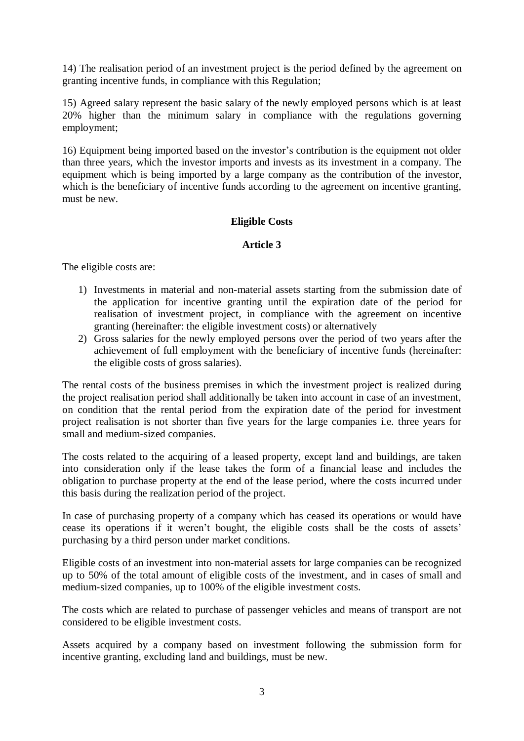14) The realisation period of an investment project is the period defined by the agreement on granting incentive funds, in compliance with this Regulation;

15) Agreed salary represent the basic salary of the newly employed persons which is at least 20% higher than the minimum salary in compliance with the regulations governing employment;

16) Equipment being imported based on the investor's contribution is the equipment not older than three years, which the investor imports and invests as its investment in a company. The equipment which is being imported by a large company as the contribution of the investor, which is the beneficiary of incentive funds according to the agreement on incentive granting, must be new.

**Eligible Costs**

**Article 3**

The eligible costs are:

1) Investments in material and non-material assets starting from the submission date of the application for incentive granting until the expiration date of the period for realisation of investment project, in compliance with the agreement on incentive granting (hereinafter: the eligible investment costs) or alternatively
2) Gross salaries for the newly employed persons over the period of two years after the achievement of full employment with the beneficiary of incentive funds (hereinafter: the eligible costs of gross salaries).

The rental costs of the business premises in which the investment project is realized during the project realisation period shall additionally be taken into account in case of an investment, on condition that the rental period from the expiration date of the period for investment project realisation is not shorter than five years for the large companies i.e. three years for small and medium-sized companies.

The costs related to the acquiring of a leased property, except land and buildings, are taken into consideration only if the lease takes the form of a financial lease and includes the obligation to purchase property at the end of the lease period, where the costs incurred under this basis during the realization period of the project.

In case of purchasing property of a company which has ceased its operations or would have cease its operations if it weren't bought, the eligible costs shall be the costs of assets' purchasing by a third person under market conditions.

Eligible costs of an investment into non-material assets for large companies can be recognized up to 50% of the total amount of eligible costs of the investment, and in cases of small and medium-sized companies, up to 100% of the eligible investment costs.

The costs which are related to purchase of passenger vehicles and means of transport are not considered to be eligible investment costs.

Assets acquired by a company based on investment following the submission form for incentive granting, excluding land and buildings, must be new.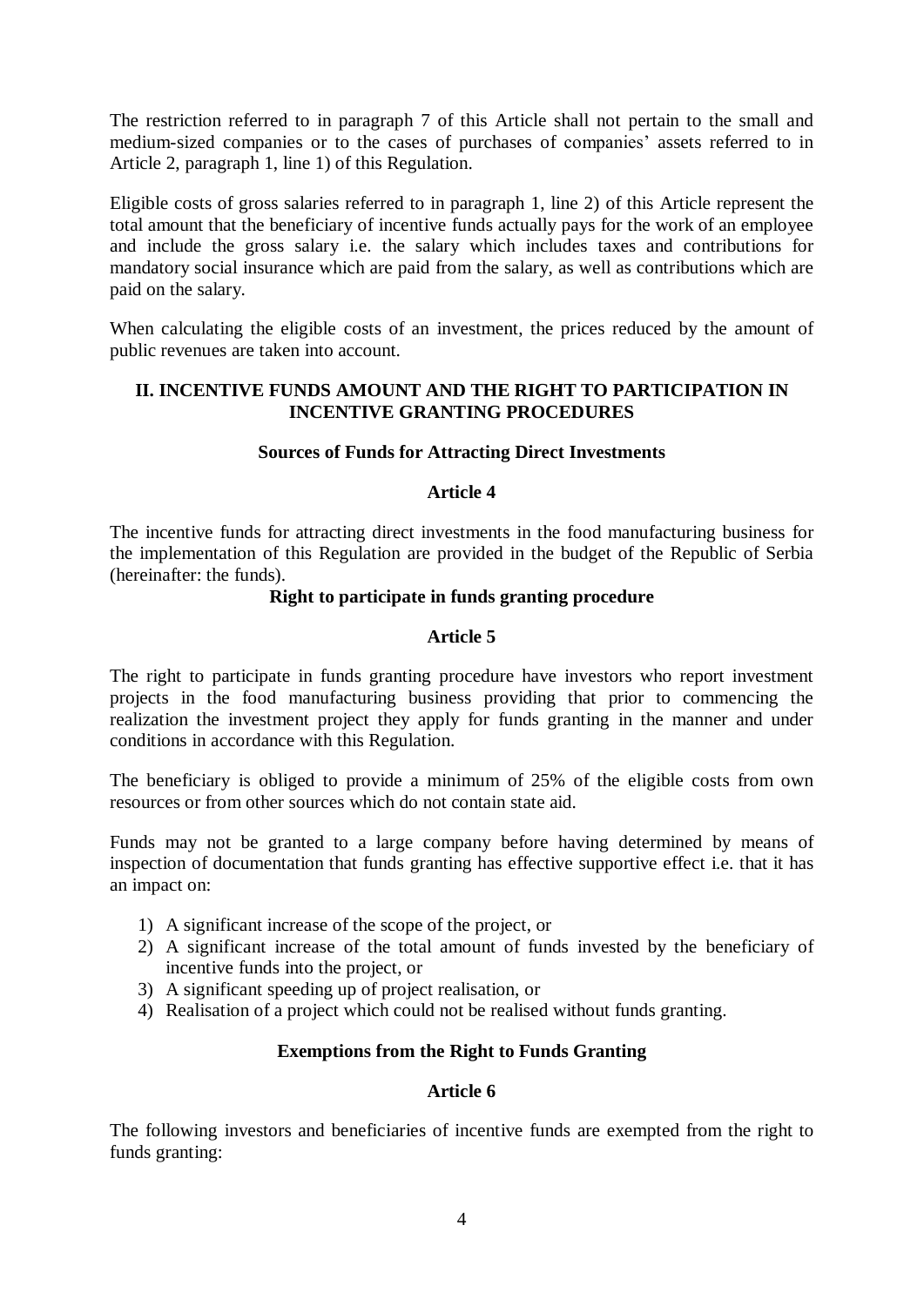The restriction referred to in paragraph 7 of this Article shall not pertain to the small and medium-sized companies or to the cases of purchases of companies' assets referred to in Article 2, paragraph 1, line 1) of this Regulation.

Eligible costs of gross salaries referred to in paragraph 1, line 2) of this Article represent the total amount that the beneficiary of incentive funds actually pays for the work of an employee and include the gross salary i.e. the salary which includes taxes and contributions for mandatory social insurance which are paid from the salary, as well as contributions which are paid on the salary.

When calculating the eligible costs of an investment, the prices reduced by the amount of public revenues are taken into account.

## II. INCENTIVE FUNDS AMOUNT AND THE RIGHT TO PARTICIPATION IN INCENTIVE GRANTING PROCEDURES

### Sources of Funds for Attracting Direct Investments

### Article 4

The incentive funds for attracting direct investments in the food manufacturing business for the implementation of this Regulation are provided in the budget of the Republic of Serbia (hereinafter: the funds).

### Right to participate in funds granting procedure

### Article 5

The right to participate in funds granting procedure have investors who report investment projects in the food manufacturing business providing that prior to commencing the realization the investment project they apply for funds granting in the manner and under conditions in accordance with this Regulation.

The beneficiary is obliged to provide a minimum of 25% of the eligible costs from own resources or from other sources which do not contain state aid.

Funds may not be granted to a large company before having determined by means of inspection of documentation that funds granting has effective supportive effect i.e. that it has an impact on:

1) A significant increase of the scope of the project, or
2) A significant increase of the total amount of funds invested by the beneficiary of incentive funds into the project, or
3) A significant speeding up of project realisation, or
4) Realisation of a project which could not be realised without funds granting.

### Exemptions from the Right to Funds Granting

### Article 6

The following investors and beneficiaries of incentive funds are exempted from the right to funds granting: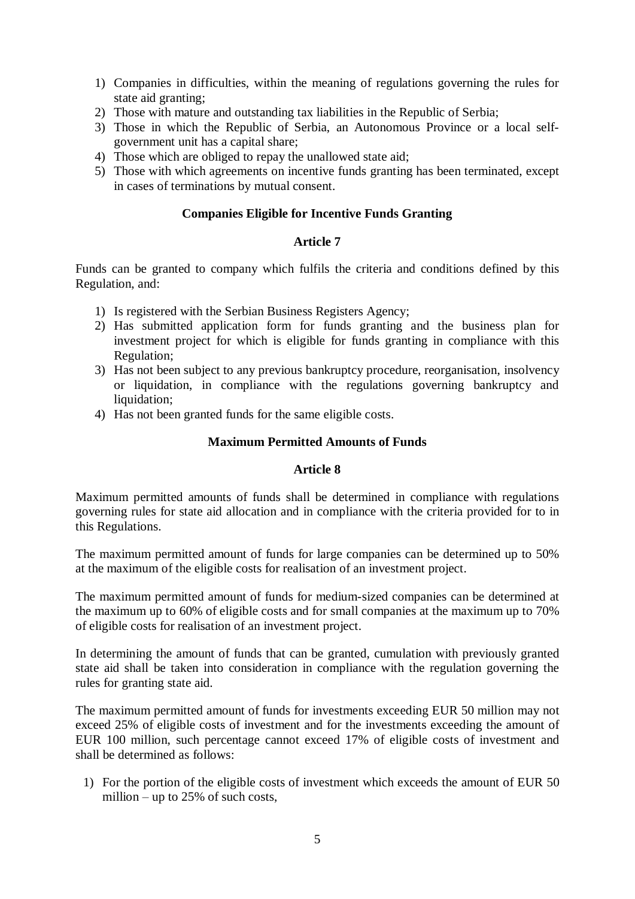1) Companies in difficulties, within the meaning of regulations governing the rules for state aid granting;
2) Those with mature and outstanding tax liabilities in the Republic of Serbia;
3) Those in which the Republic of Serbia, an Autonomous Province or a local self-government unit has a capital share;
4) Those which are obliged to repay the unallowed state aid;
5) Those with which agreements on incentive funds granting has been terminated, except in cases of terminations by mutual consent.

**Companies Eligible for Incentive Funds Granting**

**Article 7**

Funds can be granted to company which fulfils the criteria and conditions defined by this Regulation, and:

1) Is registered with the Serbian Business Registers Agency;
2) Has submitted application form for funds granting and the business plan for investment project for which is eligible for funds granting in compliance with this Regulation;
3) Has not been subject to any previous bankruptcy procedure, reorganisation, insolvency or liquidation, in compliance with the regulations governing bankruptcy and liquidation;
4) Has not been granted funds for the same eligible costs.

**Maximum Permitted Amounts of Funds**

**Article 8**

Maximum permitted amounts of funds shall be determined in compliance with regulations governing rules for state aid allocation and in compliance with the criteria provided for to in this Regulations.

The maximum permitted amount of funds for large companies can be determined up to 50% at the maximum of the eligible costs for realisation of an investment project.

The maximum permitted amount of funds for medium-sized companies can be determined at the maximum up to 60% of eligible costs and for small companies at the maximum up to 70% of eligible costs for realisation of an investment project.

In determining the amount of funds that can be granted, cumulation with previously granted state aid shall be taken into consideration in compliance with the regulation governing the rules for granting state aid.

The maximum permitted amount of funds for investments exceeding EUR 50 million may not exceed 25% of eligible costs of investment and for the investments exceeding the amount of EUR 100 million, such percentage cannot exceed 17% of eligible costs of investment and shall be determined as follows:

1) For the portion of the eligible costs of investment which exceeds the amount of EUR 50 million – up to 25% of such costs,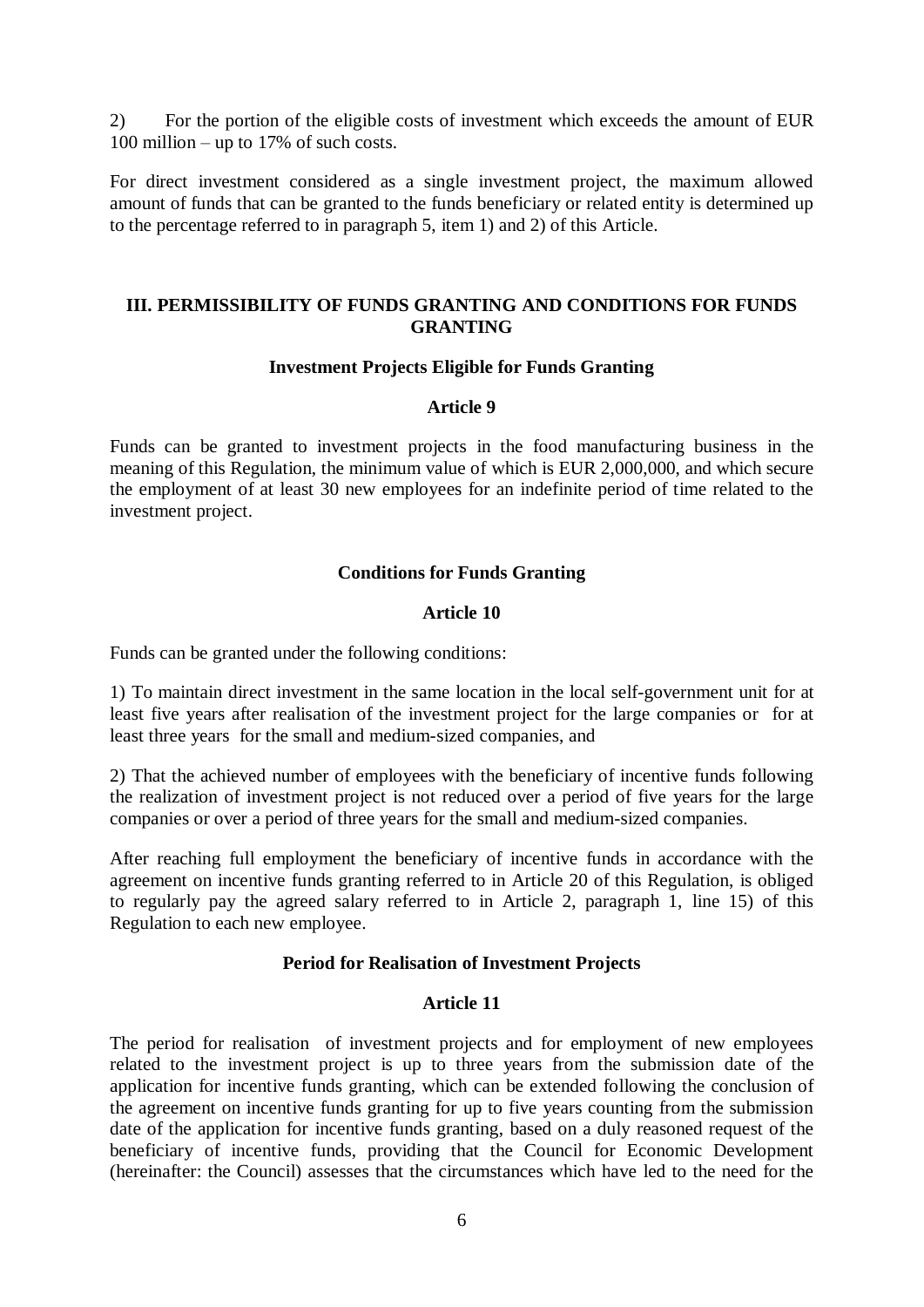2) For the portion of the eligible costs of investment which exceeds the amount of EUR 100 million – up to 17% of such costs.

For direct investment considered as a single investment project, the maximum allowed amount of funds that can be granted to the funds beneficiary or related entity is determined up to the percentage referred to in paragraph 5, item 1) and 2) of this Article.

## III. PERMISSIBILITY OF FUNDS GRANTING AND CONDITIONS FOR FUNDS GRANTING

### Investment Projects Eligible for Funds Granting

#### Article 9

Funds can be granted to investment projects in the food manufacturing business in the meaning of this Regulation, the minimum value of which is EUR 2,000,000, and which secure the employment of at least 30 new employees for an indefinite period of time related to the investment project.

### Conditions for Funds Granting

#### Article 10

Funds can be granted under the following conditions:

1) To maintain direct investment in the same location in the local self-government unit for at least five years after realisation of the investment project for the large companies or for at least three years for the small and medium-sized companies, and

2) That the achieved number of employees with the beneficiary of incentive funds following the realization of investment project is not reduced over a period of five years for the large companies or over a period of three years for the small and medium-sized companies.

After reaching full employment the beneficiary of incentive funds in accordance with the agreement on incentive funds granting referred to in Article 20 of this Regulation, is obliged to regularly pay the agreed salary referred to in Article 2, paragraph 1, line 15) of this Regulation to each new employee.

### Period for Realisation of Investment Projects

#### Article 11

The period for realisation of investment projects and for employment of new employees related to the investment project is up to three years from the submission date of the application for incentive funds granting, which can be extended following the conclusion of the agreement on incentive funds granting for up to five years counting from the submission date of the application for incentive funds granting, based on a duly reasoned request of the beneficiary of incentive funds, providing that the Council for Economic Development (hereinafter: the Council) assesses that the circumstances which have led to the need for the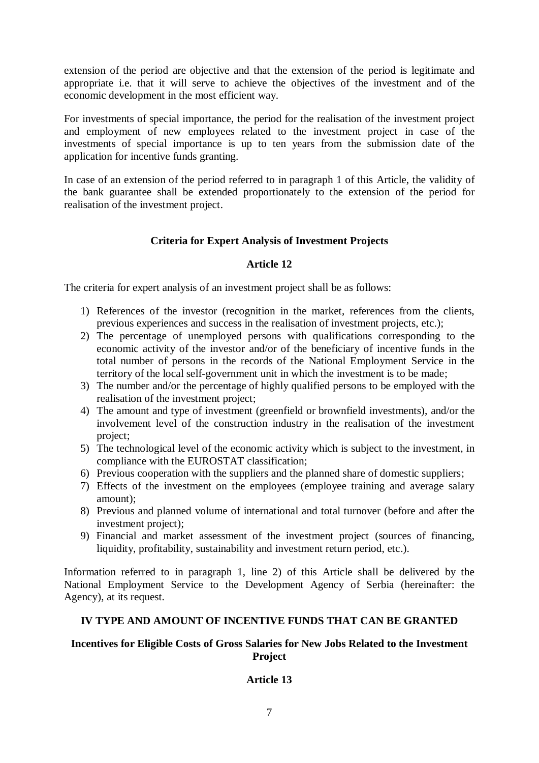extension of the period are objective and that the extension of the period is legitimate and appropriate i.e. that it will serve to achieve the objectives of the investment and of the economic development in the most efficient way.

For investments of special importance, the period for the realisation of the investment project and employment of new employees related to the investment project in case of the investments of special importance is up to ten years from the submission date of the application for incentive funds granting.

In case of an extension of the period referred to in paragraph 1 of this Article, the validity of the bank guarantee shall be extended proportionately to the extension of the period for realisation of the investment project.

**Criteria for Expert Analysis of Investment Projects**

**Article 12**

The criteria for expert analysis of an investment project shall be as follows:

1) References of the investor (recognition in the market, references from the clients, previous experiences and success in the realisation of investment projects, etc.);
2) The percentage of unemployed persons with qualifications corresponding to the economic activity of the investor and/or of the beneficiary of incentive funds in the total number of persons in the records of the National Employment Service in the territory of the local self-government unit in which the investment is to be made;
3) The number and/or the percentage of highly qualified persons to be employed with the realisation of the investment project;
4) The amount and type of investment (greenfield or brownfield investments), and/or the involvement level of the construction industry in the realisation of the investment project;
5) The technological level of the economic activity which is subject to the investment, in compliance with the EUROSTAT classification;
6) Previous cooperation with the suppliers and the planned share of domestic suppliers;
7) Effects of the investment on the employees (employee training and average salary amount);
8) Previous and planned volume of international and total turnover (before and after the investment project);
9) Financial and market assessment of the investment project (sources of financing, liquidity, profitability, sustainability and investment return period, etc.).

Information referred to in paragraph 1, line 2) of this Article shall be delivered by the National Employment Service to the Development Agency of Serbia (hereinafter: the Agency), at its request.

## IV TYPE AND AMOUNT OF INCENTIVE FUNDS THAT CAN BE GRANTED

**Incentives for Eligible Costs of Gross Salaries for New Jobs Related to the Investment Project**

**Article 13**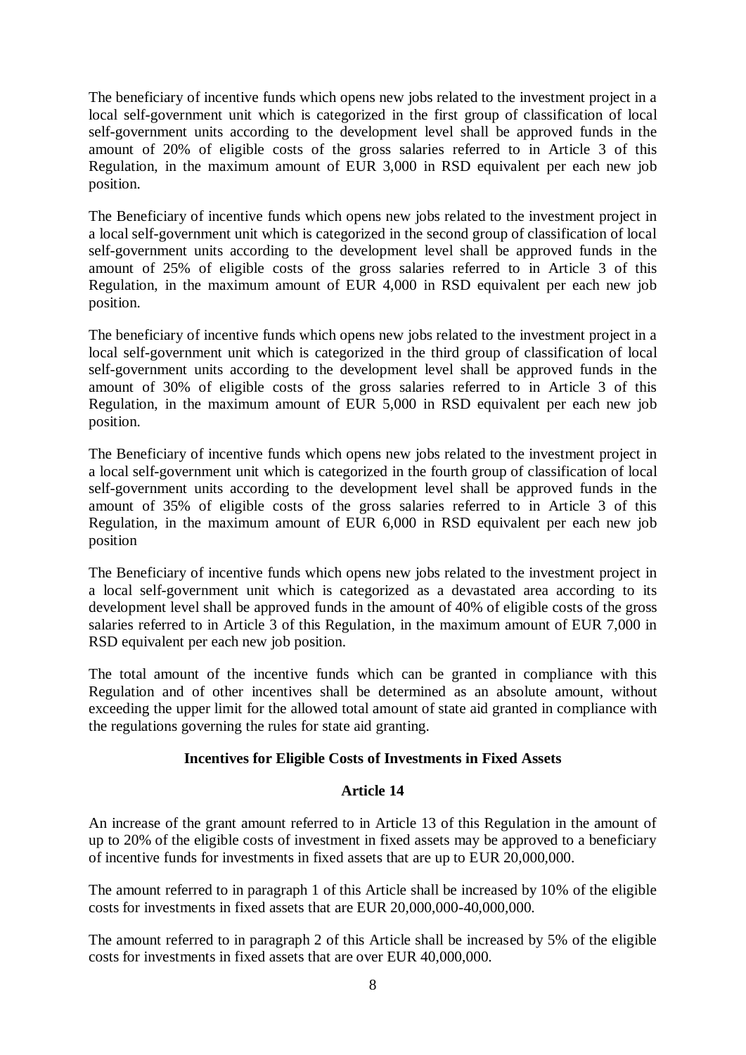The beneficiary of incentive funds which opens new jobs related to the investment project in a local self-government unit which is categorized in the first group of classification of local self-government units according to the development level shall be approved funds in the amount of 20% of eligible costs of the gross salaries referred to in Article 3 of this Regulation, in the maximum amount of EUR 3,000 in RSD equivalent per each new job position.

The Beneficiary of incentive funds which opens new jobs related to the investment project in a local self-government unit which is categorized in the second group of classification of local self-government units according to the development level shall be approved funds in the amount of 25% of eligible costs of the gross salaries referred to in Article 3 of this Regulation, in the maximum amount of EUR 4,000 in RSD equivalent per each new job position.

The beneficiary of incentive funds which opens new jobs related to the investment project in a local self-government unit which is categorized in the third group of classification of local self-government units according to the development level shall be approved funds in the amount of 30% of eligible costs of the gross salaries referred to in Article 3 of this Regulation, in the maximum amount of EUR 5,000 in RSD equivalent per each new job position.

The Beneficiary of incentive funds which opens new jobs related to the investment project in a local self-government unit which is categorized in the fourth group of classification of local self-government units according to the development level shall be approved funds in the amount of 35% of eligible costs of the gross salaries referred to in Article 3 of this Regulation, in the maximum amount of EUR 6,000 in RSD equivalent per each new job position

The Beneficiary of incentive funds which opens new jobs related to the investment project in a local self-government unit which is categorized as a devastated area according to its development level shall be approved funds in the amount of 40% of eligible costs of the gross salaries referred to in Article 3 of this Regulation, in the maximum amount of EUR 7,000 in RSD equivalent per each new job position.

The total amount of the incentive funds which can be granted in compliance with this Regulation and of other incentives shall be determined as an absolute amount, without exceeding the upper limit for the allowed total amount of state aid granted in compliance with the regulations governing the rules for state aid granting.

**Incentives for Eligible Costs of Investments in Fixed Assets**

**Article 14**

An increase of the grant amount referred to in Article 13 of this Regulation in the amount of up to 20% of the eligible costs of investment in fixed assets may be approved to a beneficiary of incentive funds for investments in fixed assets that are up to EUR 20,000,000.

The amount referred to in paragraph 1 of this Article shall be increased by 10% of the eligible costs for investments in fixed assets that are EUR 20,000,000-40,000,000.

The amount referred to in paragraph 2 of this Article shall be increased by 5% of the eligible costs for investments in fixed assets that are over EUR 40,000,000.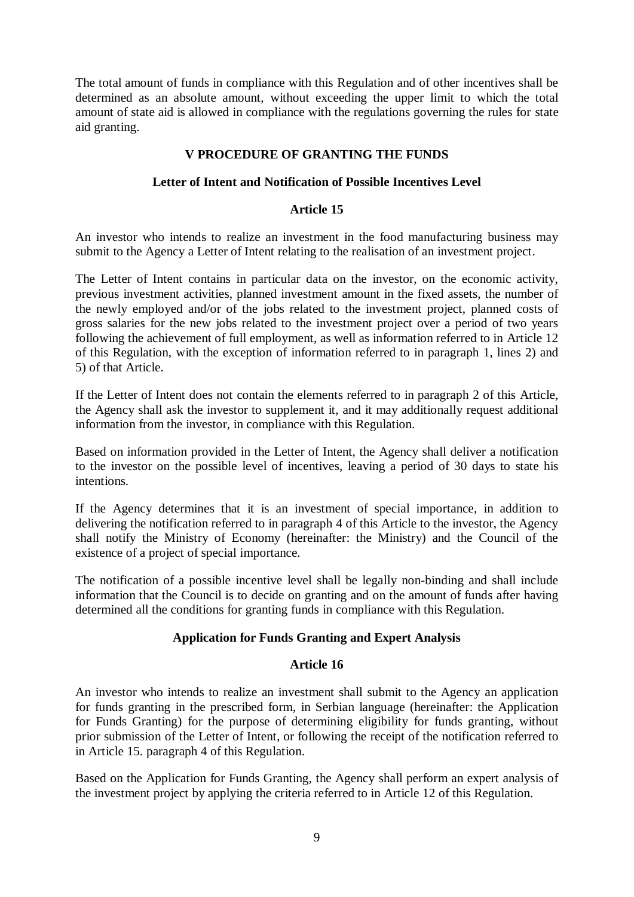The total amount of funds in compliance with this Regulation and of other incentives shall be determined as an absolute amount, without exceeding the upper limit to which the total amount of state aid is allowed in compliance with the regulations governing the rules for state aid granting.

## V PROCEDURE OF GRANTING THE FUNDS

### Letter of Intent and Notification of Possible Incentives Level

### Article 15

An investor who intends to realize an investment in the food manufacturing business may submit to the Agency a Letter of Intent relating to the realisation of an investment project.

The Letter of Intent contains in particular data on the investor, on the economic activity, previous investment activities, planned investment amount in the fixed assets, the number of the newly employed and/or of the jobs related to the investment project, planned costs of gross salaries for the new jobs related to the investment project over a period of two years following the achievement of full employment, as well as information referred to in Article 12 of this Regulation, with the exception of information referred to in paragraph 1, lines 2) and 5) of that Article.

If the Letter of Intent does not contain the elements referred to in paragraph 2 of this Article, the Agency shall ask the investor to supplement it, and it may additionally request additional information from the investor, in compliance with this Regulation.

Based on information provided in the Letter of Intent, the Agency shall deliver a notification to the investor on the possible level of incentives, leaving a period of 30 days to state his intentions.

If the Agency determines that it is an investment of special importance, in addition to delivering the notification referred to in paragraph 4 of this Article to the investor, the Agency shall notify the Ministry of Economy (hereinafter: the Ministry) and the Council of the existence of a project of special importance.

The notification of a possible incentive level shall be legally non-binding and shall include information that the Council is to decide on granting and on the amount of funds after having determined all the conditions for granting funds in compliance with this Regulation.

### Application for Funds Granting and Expert Analysis

### Article 16

An investor who intends to realize an investment shall submit to the Agency an application for funds granting in the prescribed form, in Serbian language (hereinafter: the Application for Funds Granting) for the purpose of determining eligibility for funds granting, without prior submission of the Letter of Intent, or following the receipt of the notification referred to in Article 15. paragraph 4 of this Regulation.

Based on the Application for Funds Granting, the Agency shall perform an expert analysis of the investment project by applying the criteria referred to in Article 12 of this Regulation.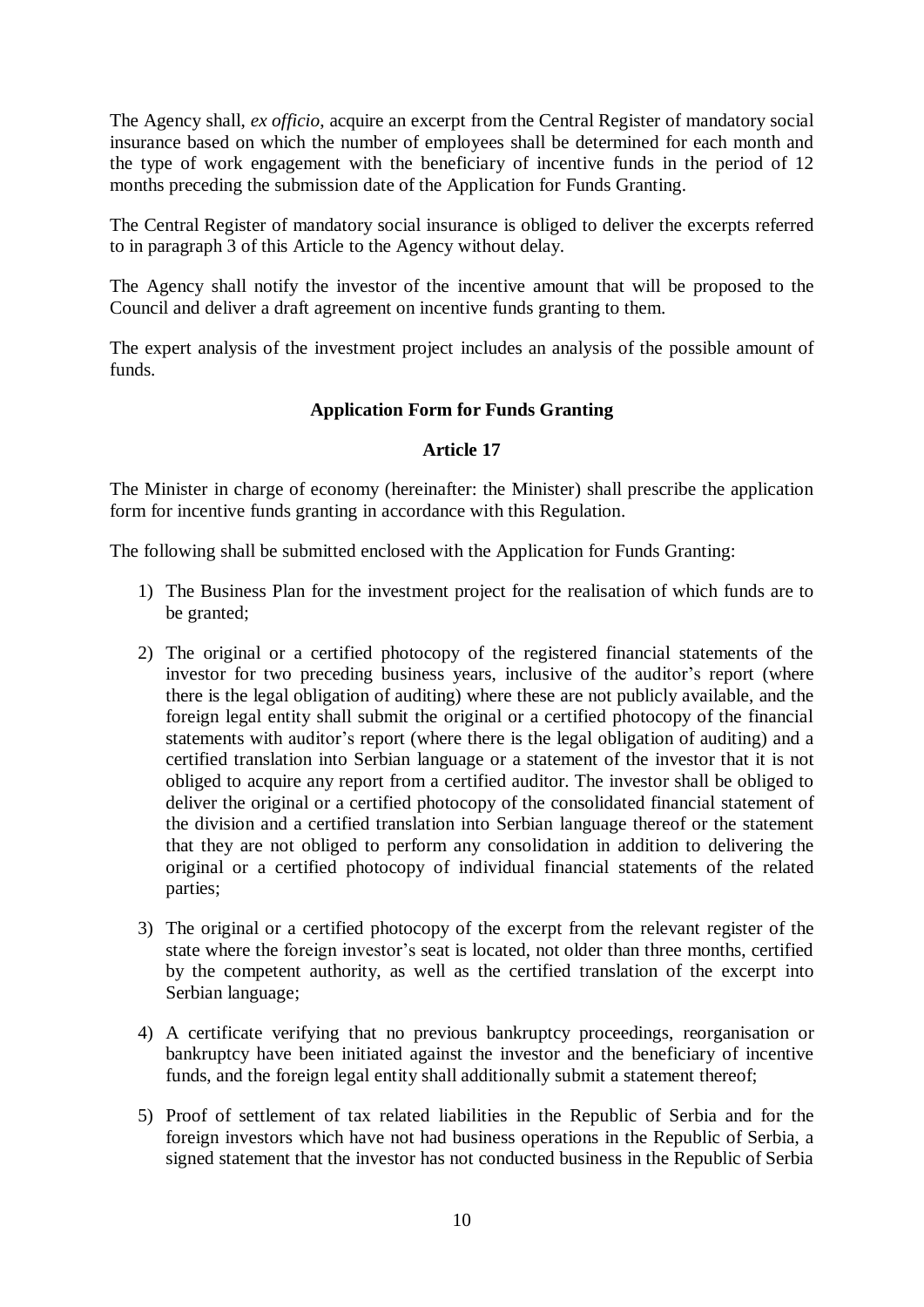The Agency shall, *ex officio*, acquire an excerpt from the Central Register of mandatory social insurance based on which the number of employees shall be determined for each month and the type of work engagement with the beneficiary of incentive funds in the period of 12 months preceding the submission date of the Application for Funds Granting.

The Central Register of mandatory social insurance is obliged to deliver the excerpts referred to in paragraph 3 of this Article to the Agency without delay.

The Agency shall notify the investor of the incentive amount that will be proposed to the Council and deliver a draft agreement on incentive funds granting to them.

The expert analysis of the investment project includes an analysis of the possible amount of funds.

**Application Form for Funds Granting**

**Article 17**

The Minister in charge of economy (hereinafter: the Minister) shall prescribe the application form for incentive funds granting in accordance with this Regulation.

The following shall be submitted enclosed with the Application for Funds Granting:

1) The Business Plan for the investment project for the realisation of which funds are to be granted;

2) The original or a certified photocopy of the registered financial statements of the investor for two preceding business years, inclusive of the auditor's report (where there is the legal obligation of auditing) where these are not publicly available, and the foreign legal entity shall submit the original or a certified photocopy of the financial statements with auditor's report (where there is the legal obligation of auditing) and a certified translation into Serbian language or a statement of the investor that it is not obliged to acquire any report from a certified auditor. The investor shall be obliged to deliver the original or a certified photocopy of the consolidated financial statement of the division and a certified translation into Serbian language thereof or the statement that they are not obliged to perform any consolidation in addition to delivering the original or a certified photocopy of individual financial statements of the related parties;

3) The original or a certified photocopy of the excerpt from the relevant register of the state where the foreign investor's seat is located, not older than three months, certified by the competent authority, as well as the certified translation of the excerpt into Serbian language;

4) A certificate verifying that no previous bankruptcy proceedings, reorganisation or bankruptcy have been initiated against the investor and the beneficiary of incentive funds, and the foreign legal entity shall additionally submit a statement thereof;

5) Proof of settlement of tax related liabilities in the Republic of Serbia and for the foreign investors which have not had business operations in the Republic of Serbia, a signed statement that the investor has not conducted business in the Republic of Serbia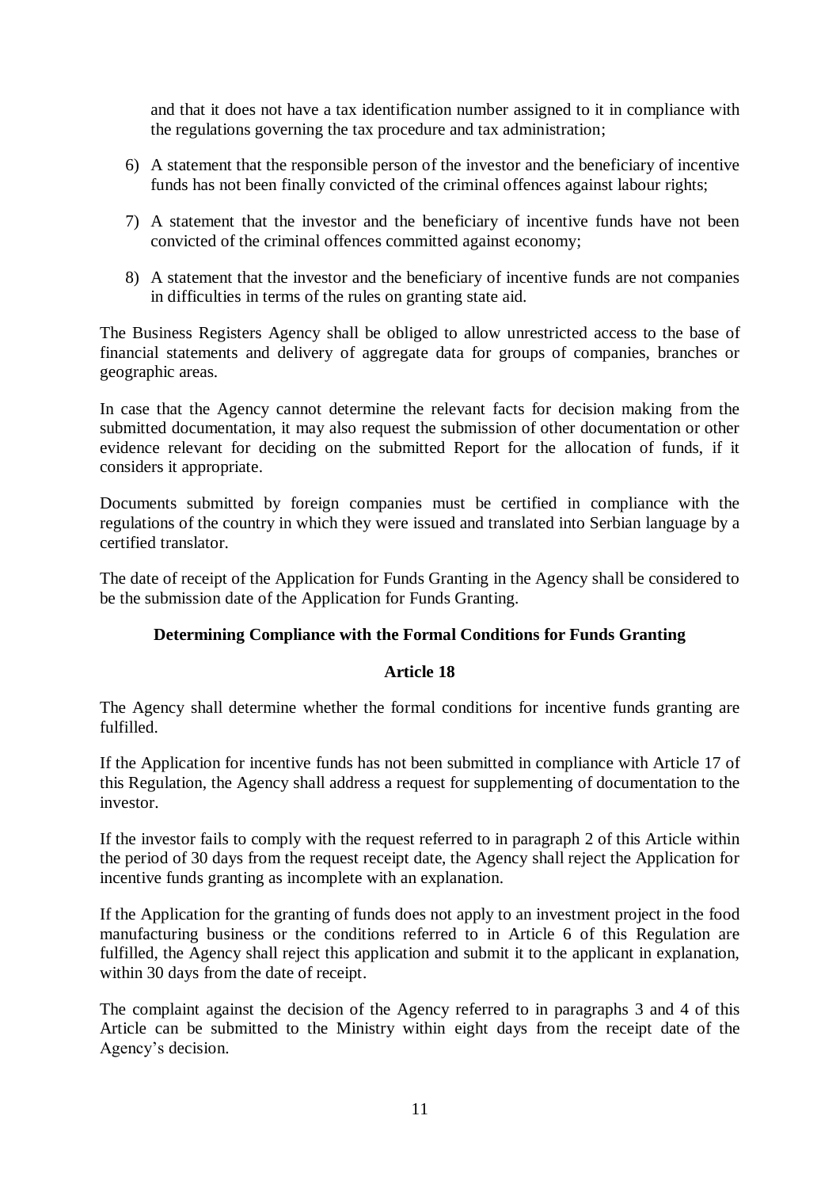and that it does not have a tax identification number assigned to it in compliance with the regulations governing the tax procedure and tax administration;

6) A statement that the responsible person of the investor and the beneficiary of incentive funds has not been finally convicted of the criminal offences against labour rights;

7) A statement that the investor and the beneficiary of incentive funds have not been convicted of the criminal offences committed against economy;

8) A statement that the investor and the beneficiary of incentive funds are not companies in difficulties in terms of the rules on granting state aid.

The Business Registers Agency shall be obliged to allow unrestricted access to the base of financial statements and delivery of aggregate data for groups of companies, branches or geographic areas.

In case that the Agency cannot determine the relevant facts for decision making from the submitted documentation, it may also request the submission of other documentation or other evidence relevant for deciding on the submitted Report for the allocation of funds, if it considers it appropriate.

Documents submitted by foreign companies must be certified in compliance with the regulations of the country in which they were issued and translated into Serbian language by a certified translator.

The date of receipt of the Application for Funds Granting in the Agency shall be considered to be the submission date of the Application for Funds Granting.

**Determining Compliance with the Formal Conditions for Funds Granting**

**Article 18**

The Agency shall determine whether the formal conditions for incentive funds granting are fulfilled.

If the Application for incentive funds has not been submitted in compliance with Article 17 of this Regulation, the Agency shall address a request for supplementing of documentation to the investor.

If the investor fails to comply with the request referred to in paragraph 2 of this Article within the period of 30 days from the request receipt date, the Agency shall reject the Application for incentive funds granting as incomplete with an explanation.

If the Application for the granting of funds does not apply to an investment project in the food manufacturing business or the conditions referred to in Article 6 of this Regulation are fulfilled, the Agency shall reject this application and submit it to the applicant in explanation, within 30 days from the date of receipt.

The complaint against the decision of the Agency referred to in paragraphs 3 and 4 of this Article can be submitted to the Ministry within eight days from the receipt date of the Agency's decision.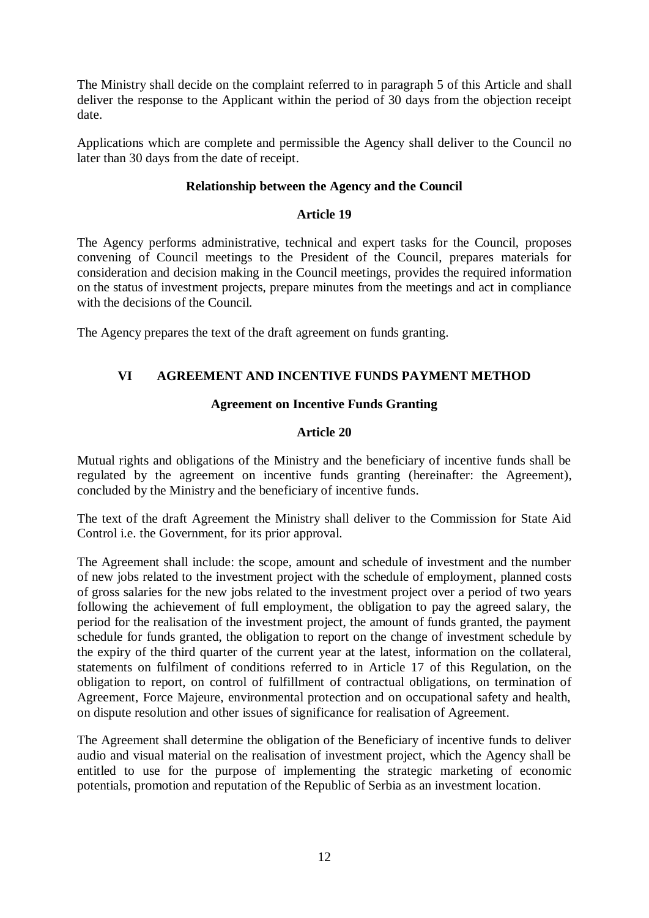The Ministry shall decide on the complaint referred to in paragraph 5 of this Article and shall deliver the response to the Applicant within the period of 30 days from the objection receipt date.

Applications which are complete and permissible the Agency shall deliver to the Council no later than 30 days from the date of receipt.

**Relationship between the Agency and the Council**

**Article 19**

The Agency performs administrative, technical and expert tasks for the Council, proposes convening of Council meetings to the President of the Council, prepares materials for consideration and decision making in the Council meetings, provides the required information on the status of investment projects, prepare minutes from the meetings and act in compliance with the decisions of the Council.

The Agency prepares the text of the draft agreement on funds granting.

## VI AGREEMENT AND INCENTIVE FUNDS PAYMENT METHOD

**Agreement on Incentive Funds Granting**

**Article 20**

Mutual rights and obligations of the Ministry and the beneficiary of incentive funds shall be regulated by the agreement on incentive funds granting (hereinafter: the Agreement), concluded by the Ministry and the beneficiary of incentive funds.

The text of the draft Agreement the Ministry shall deliver to the Commission for State Aid Control i.e. the Government, for its prior approval.

The Agreement shall include: the scope, amount and schedule of investment and the number of new jobs related to the investment project with the schedule of employment, planned costs of gross salaries for the new jobs related to the investment project over a period of two years following the achievement of full employment, the obligation to pay the agreed salary, the period for the realisation of the investment project, the amount of funds granted, the payment schedule for funds granted, the obligation to report on the change of investment schedule by the expiry of the third quarter of the current year at the latest, information on the collateral, statements on fulfilment of conditions referred to in Article 17 of this Regulation, on the obligation to report, on control of fulfillment of contractual obligations, on termination of Agreement, Force Majeure, environmental protection and on occupational safety and health, on dispute resolution and other issues of significance for realisation of Agreement.

The Agreement shall determine the obligation of the Beneficiary of incentive funds to deliver audio and visual material on the realisation of investment project, which the Agency shall be entitled to use for the purpose of implementing the strategic marketing of economic potentials, promotion and reputation of the Republic of Serbia as an investment location.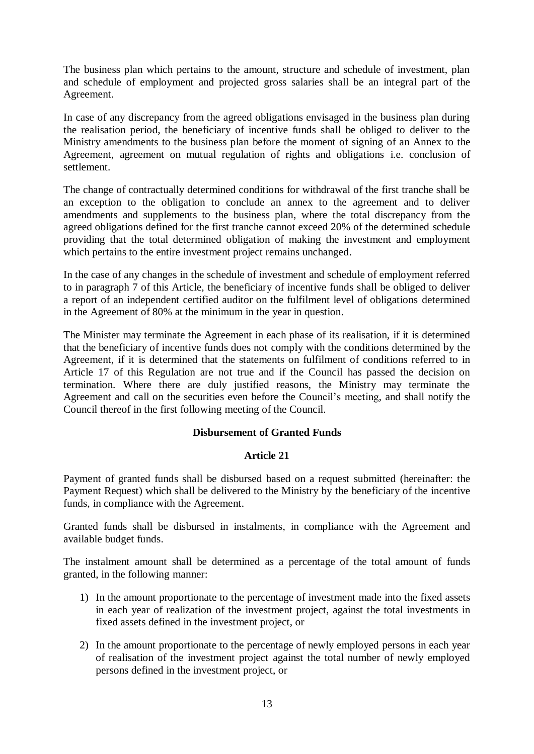The business plan which pertains to the amount, structure and schedule of investment, plan and schedule of employment and projected gross salaries shall be an integral part of the Agreement.

In case of any discrepancy from the agreed obligations envisaged in the business plan during the realisation period, the beneficiary of incentive funds shall be obliged to deliver to the Ministry amendments to the business plan before the moment of signing of an Annex to the Agreement, agreement on mutual regulation of rights and obligations i.e. conclusion of settlement.

The change of contractually determined conditions for withdrawal of the first tranche shall be an exception to the obligation to conclude an annex to the agreement and to deliver amendments and supplements to the business plan, where the total discrepancy from the agreed obligations defined for the first tranche cannot exceed 20% of the determined schedule providing that the total determined obligation of making the investment and employment which pertains to the entire investment project remains unchanged.

In the case of any changes in the schedule of investment and schedule of employment referred to in paragraph 7 of this Article, the beneficiary of incentive funds shall be obliged to deliver a report of an independent certified auditor on the fulfilment level of obligations determined in the Agreement of 80% at the minimum in the year in question.

The Minister may terminate the Agreement in each phase of its realisation, if it is determined that the beneficiary of incentive funds does not comply with the conditions determined by the Agreement, if it is determined that the statements on fulfilment of conditions referred to in Article 17 of this Regulation are not true and if the Council has passed the decision on termination. Where there are duly justified reasons, the Ministry may terminate the Agreement and call on the securities even before the Council's meeting, and shall notify the Council thereof in the first following meeting of the Council.

**Disbursement of Granted Funds**

**Article 21**

Payment of granted funds shall be disbursed based on a request submitted (hereinafter: the Payment Request) which shall be delivered to the Ministry by the beneficiary of the incentive funds, in compliance with the Agreement.

Granted funds shall be disbursed in instalments, in compliance with the Agreement and available budget funds.

The instalment amount shall be determined as a percentage of the total amount of funds granted, in the following manner:

1) In the amount proportionate to the percentage of investment made into the fixed assets in each year of realization of the investment project, against the total investments in fixed assets defined in the investment project, or

2) In the amount proportionate to the percentage of newly employed persons in each year of realisation of the investment project against the total number of newly employed persons defined in the investment project, or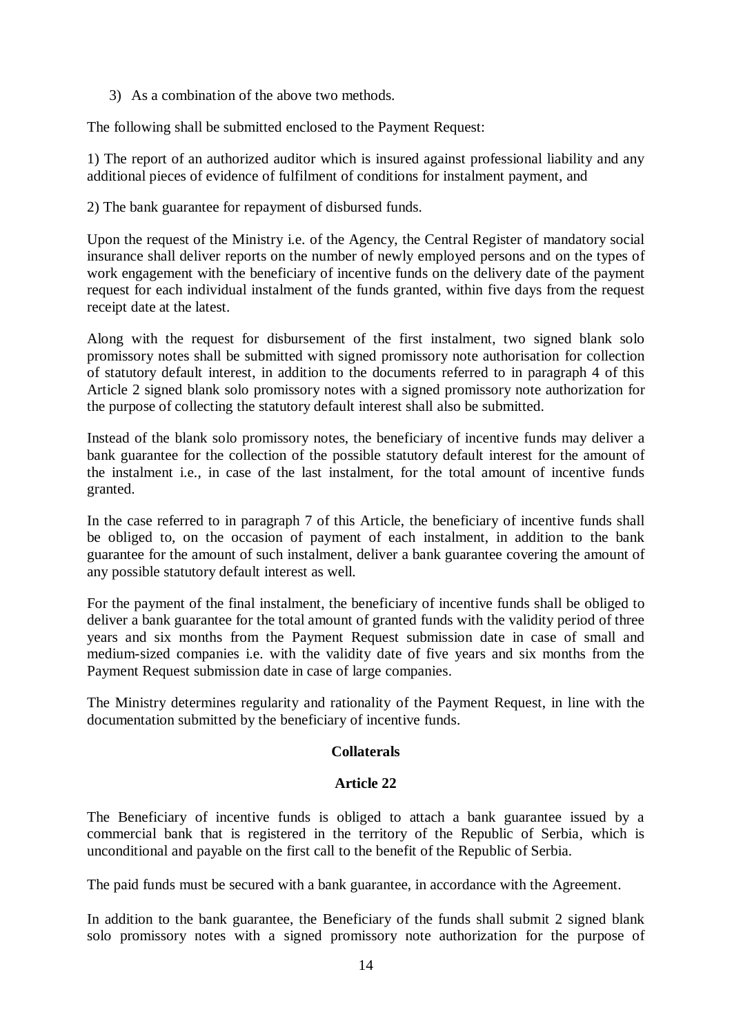3) As a combination of the above two methods.

The following shall be submitted enclosed to the Payment Request:

1) The report of an authorized auditor which is insured against professional liability and any additional pieces of evidence of fulfilment of conditions for instalment payment, and

2) The bank guarantee for repayment of disbursed funds.

Upon the request of the Ministry i.e. of the Agency, the Central Register of mandatory social insurance shall deliver reports on the number of newly employed persons and on the types of work engagement with the beneficiary of incentive funds on the delivery date of the payment request for each individual instalment of the funds granted, within five days from the request receipt date at the latest.

Along with the request for disbursement of the first instalment, two signed blank solo promissory notes shall be submitted with signed promissory note authorisation for collection of statutory default interest, in addition to the documents referred to in paragraph 4 of this Article 2 signed blank solo promissory notes with a signed promissory note authorization for the purpose of collecting the statutory default interest shall also be submitted.

Instead of the blank solo promissory notes, the beneficiary of incentive funds may deliver a bank guarantee for the collection of the possible statutory default interest for the amount of the instalment i.e., in case of the last instalment, for the total amount of incentive funds granted.

In the case referred to in paragraph 7 of this Article, the beneficiary of incentive funds shall be obliged to, on the occasion of payment of each instalment, in addition to the bank guarantee for the amount of such instalment, deliver a bank guarantee covering the amount of any possible statutory default interest as well.

For the payment of the final instalment, the beneficiary of incentive funds shall be obliged to deliver a bank guarantee for the total amount of granted funds with the validity period of three years and six months from the Payment Request submission date in case of small and medium-sized companies i.e. with the validity date of five years and six months from the Payment Request submission date in case of large companies.

The Ministry determines regularity and rationality of the Payment Request, in line with the documentation submitted by the beneficiary of incentive funds.

**Collaterals**

**Article 22**

The Beneficiary of incentive funds is obliged to attach a bank guarantee issued by a commercial bank that is registered in the territory of the Republic of Serbia, which is unconditional and payable on the first call to the benefit of the Republic of Serbia.

The paid funds must be secured with a bank guarantee, in accordance with the Agreement.

In addition to the bank guarantee, the Beneficiary of the funds shall submit 2 signed blank solo promissory notes with a signed promissory note authorization for the purpose of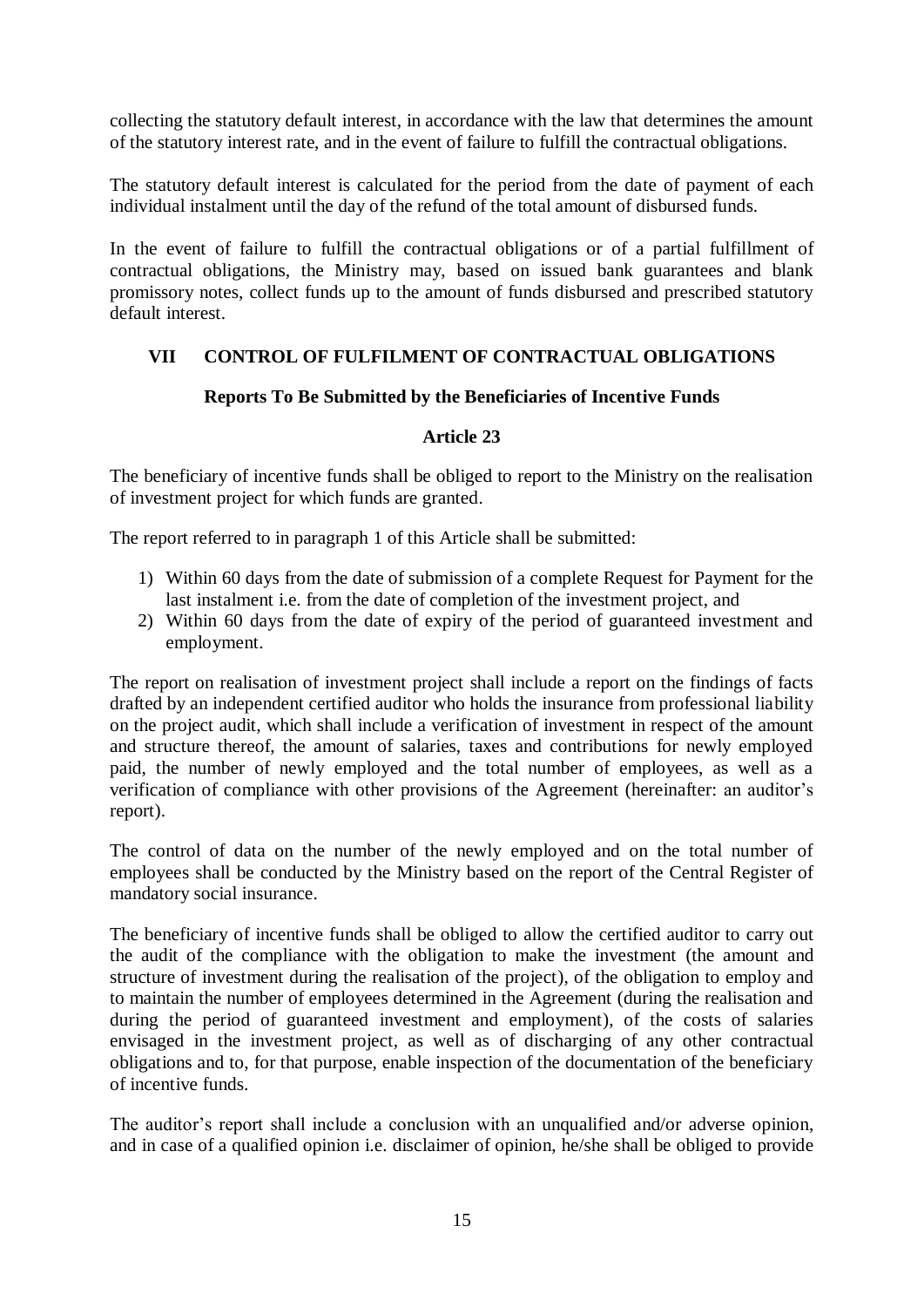collecting the statutory default interest, in accordance with the law that determines the amount of the statutory interest rate, and in the event of failure to fulfill the contractual obligations.

The statutory default interest is calculated for the period from the date of payment of each individual instalment until the day of the refund of the total amount of disbursed funds.

In the event of failure to fulfill the contractual obligations or of a partial fulfillment of contractual obligations, the Ministry may, based on issued bank guarantees and blank promissory notes, collect funds up to the amount of funds disbursed and prescribed statutory default interest.

## VII CONTROL OF FULFILMENT OF CONTRACTUAL OBLIGATIONS

### Reports To Be Submitted by the Beneficiaries of Incentive Funds

### Article 23

The beneficiary of incentive funds shall be obliged to report to the Ministry on the realisation of investment project for which funds are granted.

The report referred to in paragraph 1 of this Article shall be submitted:

1) Within 60 days from the date of submission of a complete Request for Payment for the last instalment i.e. from the date of completion of the investment project, and
2) Within 60 days from the date of expiry of the period of guaranteed investment and employment.

The report on realisation of investment project shall include a report on the findings of facts drafted by an independent certified auditor who holds the insurance from professional liability on the project audit, which shall include a verification of investment in respect of the amount and structure thereof, the amount of salaries, taxes and contributions for newly employed paid, the number of newly employed and the total number of employees, as well as a verification of compliance with other provisions of the Agreement (hereinafter: an auditor's report).

The control of data on the number of the newly employed and on the total number of employees shall be conducted by the Ministry based on the report of the Central Register of mandatory social insurance.

The beneficiary of incentive funds shall be obliged to allow the certified auditor to carry out the audit of the compliance with the obligation to make the investment (the amount and structure of investment during the realisation of the project), of the obligation to employ and to maintain the number of employees determined in the Agreement (during the realisation and during the period of guaranteed investment and employment), of the costs of salaries envisaged in the investment project, as well as of discharging of any other contractual obligations and to, for that purpose, enable inspection of the documentation of the beneficiary of incentive funds.

The auditor's report shall include a conclusion with an unqualified and/or adverse opinion, and in case of a qualified opinion i.e. disclaimer of opinion, he/she shall be obliged to provide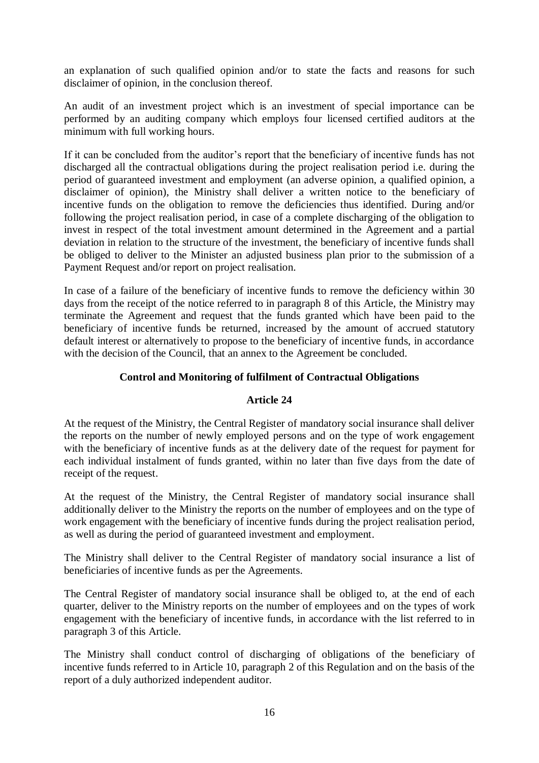an explanation of such qualified opinion and/or to state the facts and reasons for such disclaimer of opinion, in the conclusion thereof.

An audit of an investment project which is an investment of special importance can be performed by an auditing company which employs four licensed certified auditors at the minimum with full working hours.

If it can be concluded from the auditor's report that the beneficiary of incentive funds has not discharged all the contractual obligations during the project realisation period i.e. during the period of guaranteed investment and employment (an adverse opinion, a qualified opinion, a disclaimer of opinion), the Ministry shall deliver a written notice to the beneficiary of incentive funds on the obligation to remove the deficiencies thus identified. During and/or following the project realisation period, in case of a complete discharging of the obligation to invest in respect of the total investment amount determined in the Agreement and a partial deviation in relation to the structure of the investment, the beneficiary of incentive funds shall be obliged to deliver to the Minister an adjusted business plan prior to the submission of a Payment Request and/or report on project realisation.

In case of a failure of the beneficiary of incentive funds to remove the deficiency within 30 days from the receipt of the notice referred to in paragraph 8 of this Article, the Ministry may terminate the Agreement and request that the funds granted which have been paid to the beneficiary of incentive funds be returned, increased by the amount of accrued statutory default interest or alternatively to propose to the beneficiary of incentive funds, in accordance with the decision of the Council, that an annex to the Agreement be concluded.

**Control and Monitoring of fulfilment of Contractual Obligations**

**Article 24**

At the request of the Ministry, the Central Register of mandatory social insurance shall deliver the reports on the number of newly employed persons and on the type of work engagement with the beneficiary of incentive funds as at the delivery date of the request for payment for each individual instalment of funds granted, within no later than five days from the date of receipt of the request.

At the request of the Ministry, the Central Register of mandatory social insurance shall additionally deliver to the Ministry the reports on the number of employees and on the type of work engagement with the beneficiary of incentive funds during the project realisation period, as well as during the period of guaranteed investment and employment.

The Ministry shall deliver to the Central Register of mandatory social insurance a list of beneficiaries of incentive funds as per the Agreements.

The Central Register of mandatory social insurance shall be obliged to, at the end of each quarter, deliver to the Ministry reports on the number of employees and on the types of work engagement with the beneficiary of incentive funds, in accordance with the list referred to in paragraph 3 of this Article.

The Ministry shall conduct control of discharging of obligations of the beneficiary of incentive funds referred to in Article 10, paragraph 2 of this Regulation and on the basis of the report of a duly authorized independent auditor.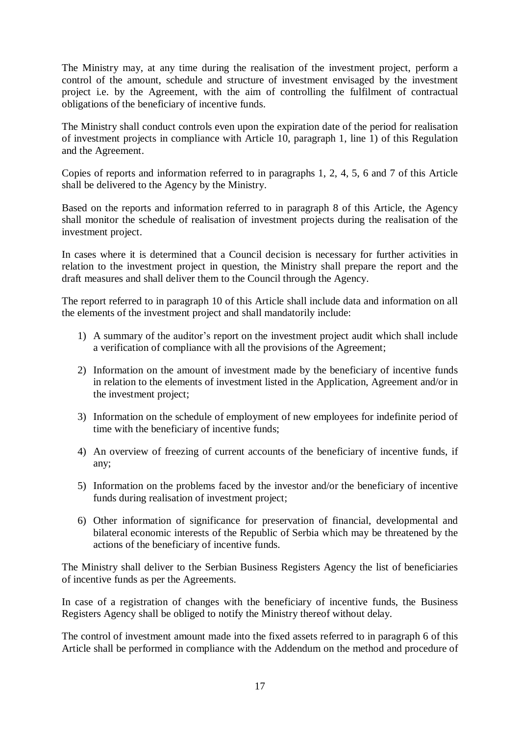The Ministry may, at any time during the realisation of the investment project, perform a control of the amount, schedule and structure of investment envisaged by the investment project i.e. by the Agreement, with the aim of controlling the fulfilment of contractual obligations of the beneficiary of incentive funds.

The Ministry shall conduct controls even upon the expiration date of the period for realisation of investment projects in compliance with Article 10, paragraph 1, line 1) of this Regulation and the Agreement.

Copies of reports and information referred to in paragraphs 1, 2, 4, 5, 6 and 7 of this Article shall be delivered to the Agency by the Ministry.

Based on the reports and information referred to in paragraph 8 of this Article, the Agency shall monitor the schedule of realisation of investment projects during the realisation of the investment project.

In cases where it is determined that a Council decision is necessary for further activities in relation to the investment project in question, the Ministry shall prepare the report and the draft measures and shall deliver them to the Council through the Agency.

The report referred to in paragraph 10 of this Article shall include data and information on all the elements of the investment project and shall mandatorily include:

1) A summary of the auditor's report on the investment project audit which shall include a verification of compliance with all the provisions of the Agreement;
2) Information on the amount of investment made by the beneficiary of incentive funds in relation to the elements of investment listed in the Application, Agreement and/or in the investment project;
3) Information on the schedule of employment of new employees for indefinite period of time with the beneficiary of incentive funds;
4) An overview of freezing of current accounts of the beneficiary of incentive funds, if any;
5) Information on the problems faced by the investor and/or the beneficiary of incentive funds during realisation of investment project;
6) Other information of significance for preservation of financial, developmental and bilateral economic interests of the Republic of Serbia which may be threatened by the actions of the beneficiary of incentive funds.

The Ministry shall deliver to the Serbian Business Registers Agency the list of beneficiaries of incentive funds as per the Agreements.

In case of a registration of changes with the beneficiary of incentive funds, the Business Registers Agency shall be obliged to notify the Ministry thereof without delay.

The control of investment amount made into the fixed assets referred to in paragraph 6 of this Article shall be performed in compliance with the Addendum on the method and procedure of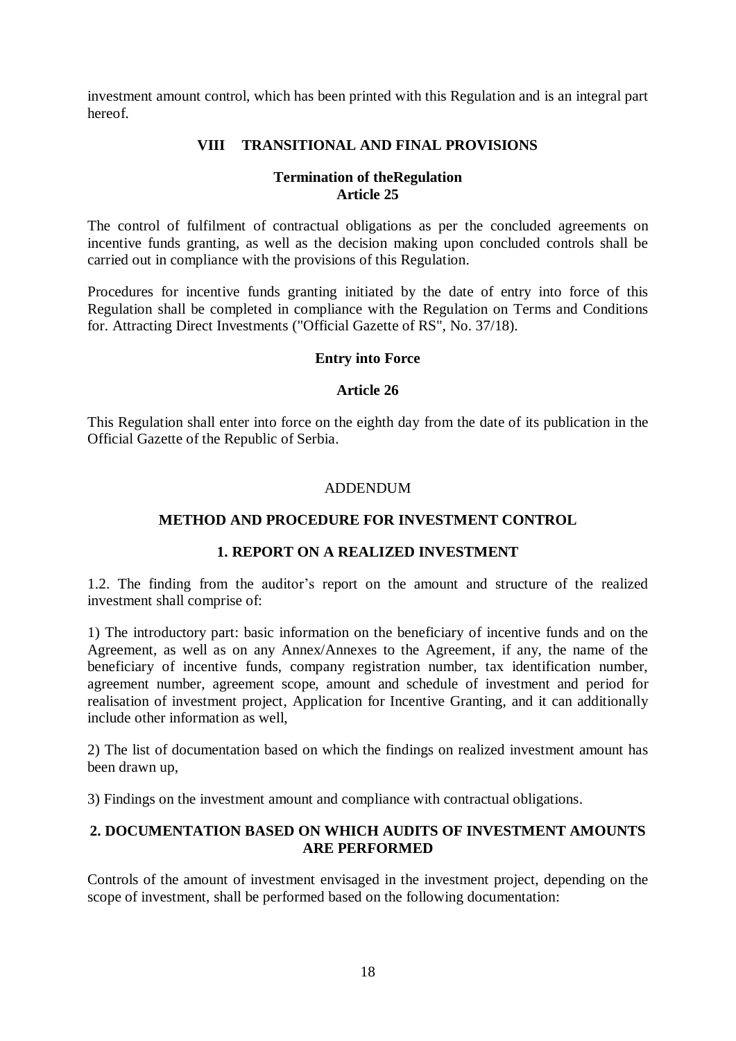investment amount control, which has been printed with this Regulation and is an integral part hereof.

## VIII TRANSITIONAL AND FINAL PROVISIONS

### Termination of theRegulation
### Article 25

The control of fulfilment of contractual obligations as per the concluded agreements on incentive funds granting, as well as the decision making upon concluded controls shall be carried out in compliance with the provisions of this Regulation.

Procedures for incentive funds granting initiated by the date of entry into force of this Regulation shall be completed in compliance with the Regulation on Terms and Conditions for. Attracting Direct Investments ("Official Gazette of RS", No. 37/18).

### Entry into Force

### Article 26

This Regulation shall enter into force on the eighth day from the date of its publication in the Official Gazette of the Republic of Serbia.

ADDENDUM

## METHOD AND PROCEDURE FOR INVESTMENT CONTROL

### 1. REPORT ON A REALIZED INVESTMENT

1.2. The finding from the auditor's report on the amount and structure of the realized investment shall comprise of:

1) The introductory part: basic information on the beneficiary of incentive funds and on the Agreement, as well as on any Annex/Annexes to the Agreement, if any, the name of the beneficiary of incentive funds, company registration number, tax identification number, agreement number, agreement scope, amount and schedule of investment and period for realisation of investment project, Application for Incentive Granting, and it can additionally include other information as well,

2) The list of documentation based on which the findings on realized investment amount has been drawn up,

3) Findings on the investment amount and compliance with contractual obligations.

### 2. DOCUMENTATION BASED ON WHICH AUDITS OF INVESTMENT AMOUNTS ARE PERFORMED

Controls of the amount of investment envisaged in the investment project, depending on the scope of investment, shall be performed based on the following documentation: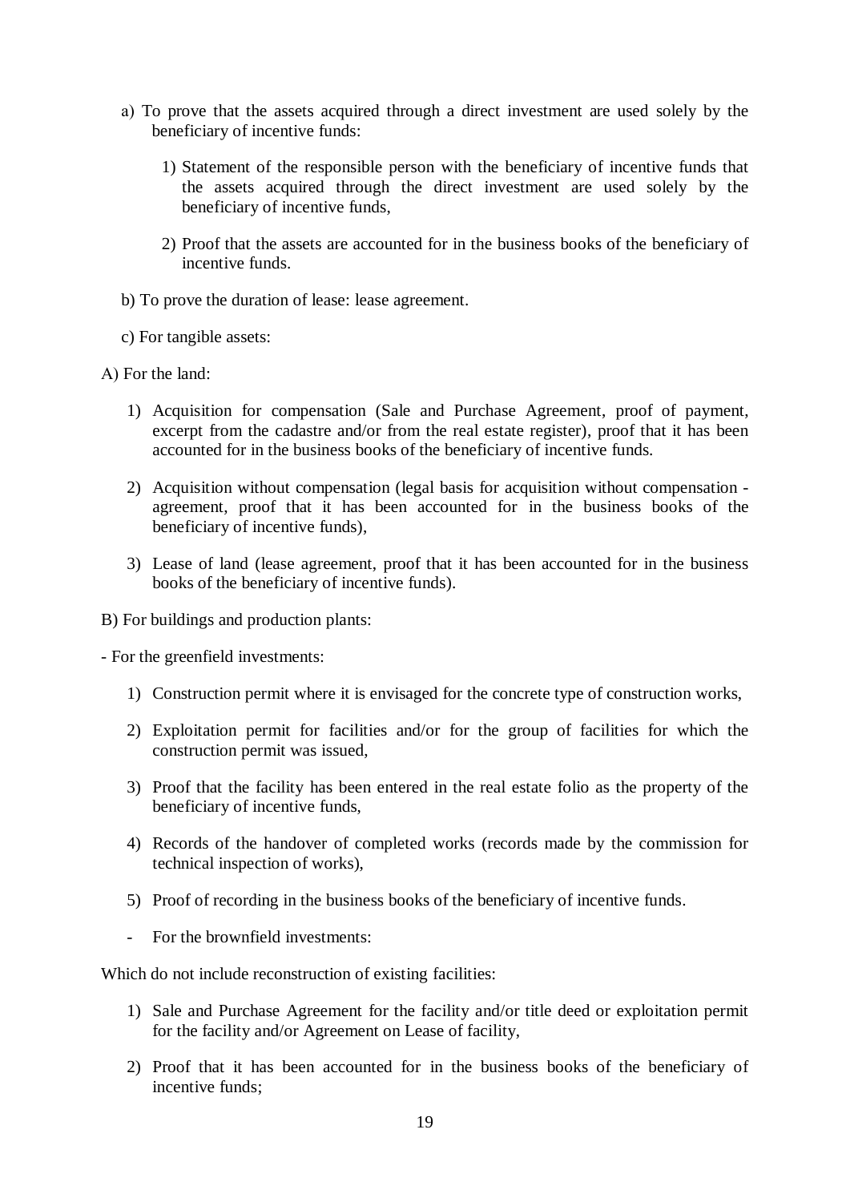a) To prove that the assets acquired through a direct investment are used solely by the beneficiary of incentive funds:

1) Statement of the responsible person with the beneficiary of incentive funds that the assets acquired through the direct investment are used solely by the beneficiary of incentive funds,

2) Proof that the assets are accounted for in the business books of the beneficiary of incentive funds.

b) To prove the duration of lease: lease agreement.

c) For tangible assets:

A) For the land:

1) Acquisition for compensation (Sale and Purchase Agreement, proof of payment, excerpt from the cadastre and/or from the real estate register), proof that it has been accounted for in the business books of the beneficiary of incentive funds.

2) Acquisition without compensation (legal basis for acquisition without compensation - agreement, proof that it has been accounted for in the business books of the beneficiary of incentive funds),

3) Lease of land (lease agreement, proof that it has been accounted for in the business books of the beneficiary of incentive funds).

B) For buildings and production plants:

- For the greenfield investments:

1) Construction permit where it is envisaged for the concrete type of construction works,

2) Exploitation permit for facilities and/or for the group of facilities for which the construction permit was issued,

3) Proof that the facility has been entered in the real estate folio as the property of the beneficiary of incentive funds,

4) Records of the handover of completed works (records made by the commission for technical inspection of works),

5) Proof of recording in the business books of the beneficiary of incentive funds.

- For the brownfield investments:

Which do not include reconstruction of existing facilities:

1) Sale and Purchase Agreement for the facility and/or title deed or exploitation permit for the facility and/or Agreement on Lease of facility,

2) Proof that it has been accounted for in the business books of the beneficiary of incentive funds;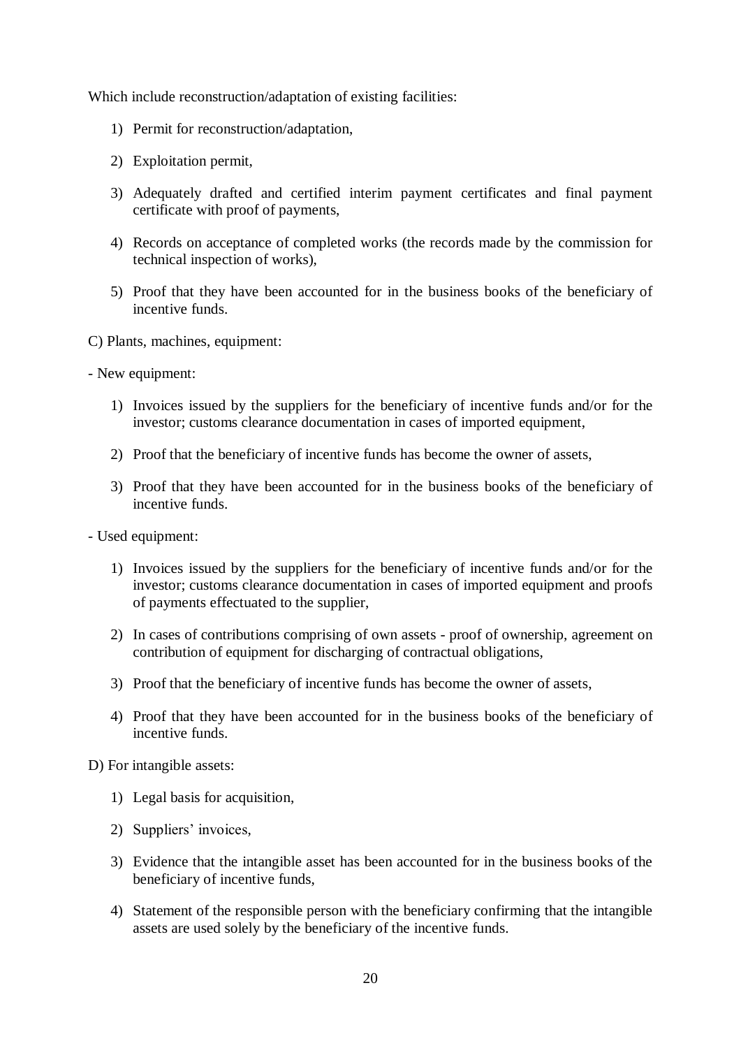Which include reconstruction/adaptation of existing facilities:

1) Permit for reconstruction/adaptation,

2) Exploitation permit,

3) Adequately drafted and certified interim payment certificates and final payment certificate with proof of payments,

4) Records on acceptance of completed works (the records made by the commission for technical inspection of works),

5) Proof that they have been accounted for in the business books of the beneficiary of incentive funds.

C) Plants, machines, equipment:

- New equipment:

1) Invoices issued by the suppliers for the beneficiary of incentive funds and/or for the investor; customs clearance documentation in cases of imported equipment,

2) Proof that the beneficiary of incentive funds has become the owner of assets,

3) Proof that they have been accounted for in the business books of the beneficiary of incentive funds.

- Used equipment:

1) Invoices issued by the suppliers for the beneficiary of incentive funds and/or for the investor; customs clearance documentation in cases of imported equipment and proofs of payments effectuated to the supplier,

2) In cases of contributions comprising of own assets - proof of ownership, agreement on contribution of equipment for discharging of contractual obligations,

3) Proof that the beneficiary of incentive funds has become the owner of assets,

4) Proof that they have been accounted for in the business books of the beneficiary of incentive funds.

D) For intangible assets:

1) Legal basis for acquisition,

2) Suppliers' invoices,

3) Evidence that the intangible asset has been accounted for in the business books of the beneficiary of incentive funds,

4) Statement of the responsible person with the beneficiary confirming that the intangible assets are used solely by the beneficiary of the incentive funds.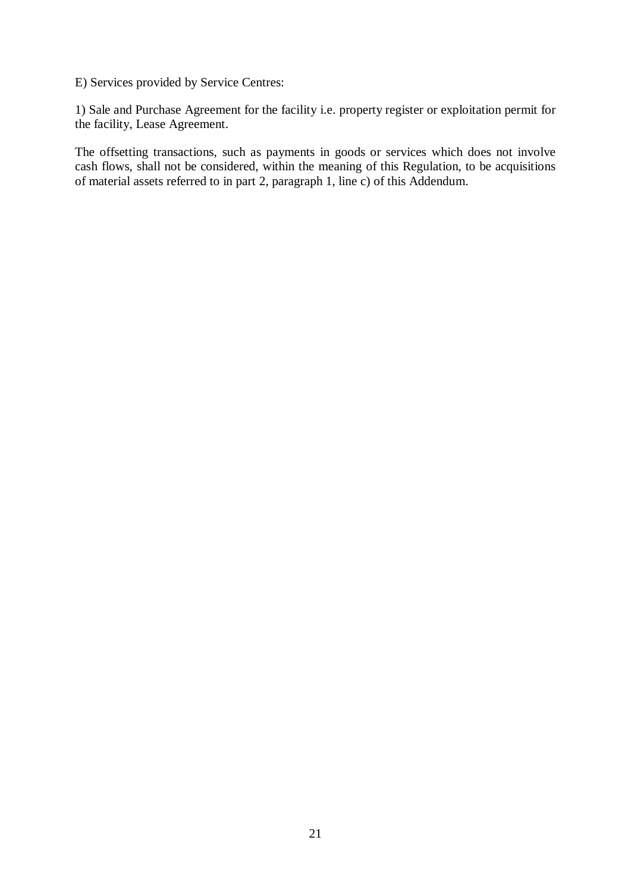E) Services provided by Service Centres:

1) Sale and Purchase Agreement for the facility i.e. property register or exploitation permit for the facility, Lease Agreement.

The offsetting transactions, such as payments in goods or services which does not involve cash flows, shall not be considered, within the meaning of this Regulation, to be acquisitions of material assets referred to in part 2, paragraph 1, line c) of this Addendum.